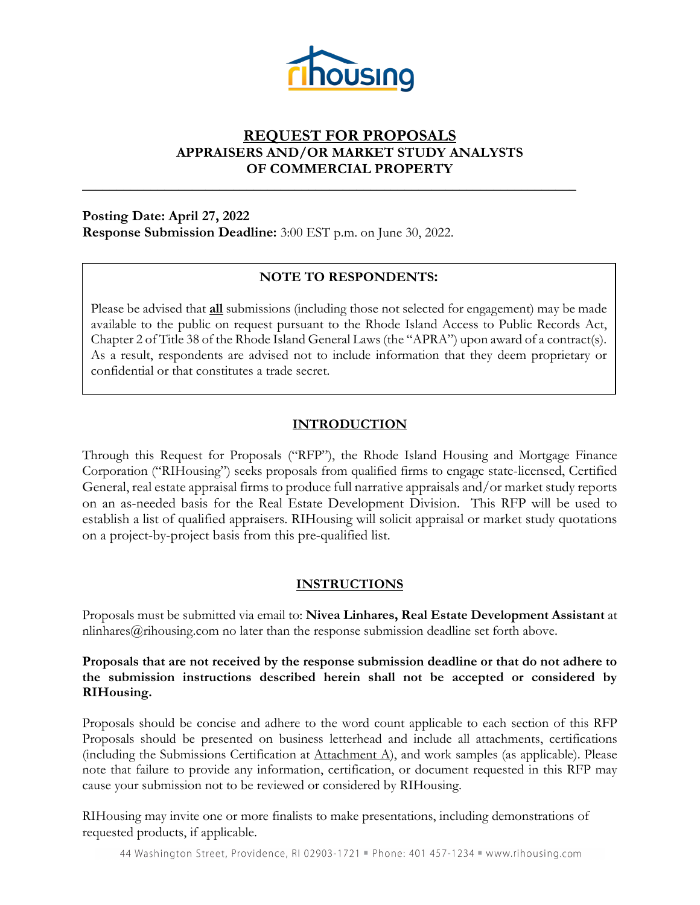rihousing

# REQUEST FOR PROPOSALS
## APPRAISERS AND/OR MARKET STUDY ANALYSTS OF COMMERCIAL PROPERTY

**Posting Date: April 27, 2022**
**Response Submission Deadline:** 3:00 EST p.m. on June 30, 2022.

> **NOTE TO RESPONDENTS:**
>
> Please be advised that **all** submissions (including those not selected for engagement) may be made available to the public on request pursuant to the Rhode Island Access to Public Records Act, Chapter 2 of Title 38 of the Rhode Island General Laws (the "APRA") upon award of a contract(s). As a result, respondents are advised not to include information that they deem proprietary or confidential or that constitutes a trade secret.

## INTRODUCTION

Through this Request for Proposals ("RFP"), the Rhode Island Housing and Mortgage Finance Corporation ("RIHousing") seeks proposals from qualified firms to engage state-licensed, Certified General, real estate appraisal firms to produce full narrative appraisals and/or market study reports on an as-needed basis for the Real Estate Development Division. This RFP will be used to establish a list of qualified appraisers. RIHousing will solicit appraisal or market study quotations on a project-by-project basis from this pre-qualified list.

## INSTRUCTIONS

Proposals must be submitted via email to: **Nivea Linhares, Real Estate Development Assistant** at nlinhares@rihousing.com no later than the response submission deadline set forth above.

**Proposals that are not received by the response submission deadline or that do not adhere to the submission instructions described herein shall not be accepted or considered by RIHousing.**

Proposals should be concise and adhere to the word count applicable to each section of this RFP Proposals should be presented on business letterhead and include all attachments, certifications (including the Submissions Certification at Attachment A), and work samples (as applicable). Please note that failure to provide any information, certification, or document requested in this RFP may cause your submission not to be reviewed or considered by RIHousing.

RIHousing may invite one or more finalists to make presentations, including demonstrations of requested products, if applicable.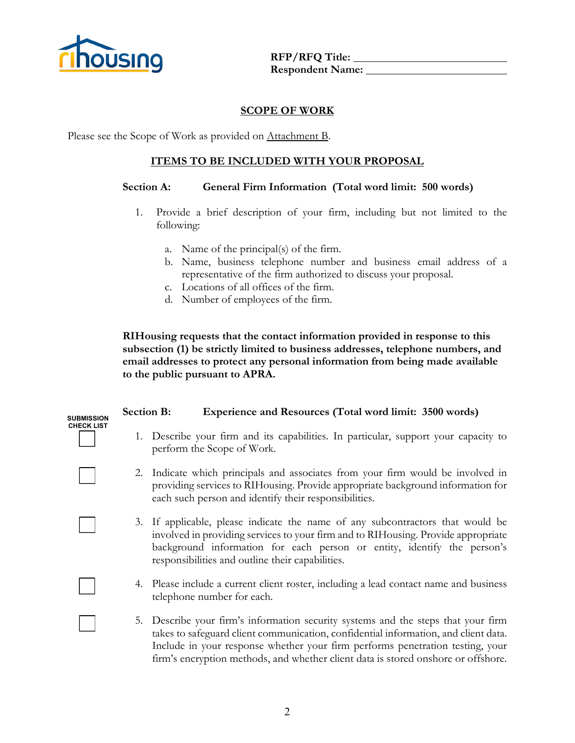**RFP/RFQ Title:** ____________________
**Respondent Name:** ____________________

## SCOPE OF WORK

Please see the Scope of Work as provided on Attachment B.

## ITEMS TO BE INCLUDED WITH YOUR PROPOSAL

### Section A: General Firm Information (Total word limit: 500 words)

1. Provide a brief description of your firm, including but not limited to the following:

   a. Name of the principal(s) of the firm.
   b. Name, business telephone number and business email address of a representative of the firm authorized to discuss your proposal.
   c. Locations of all offices of the firm.
   d. Number of employees of the firm.

**RIHousing requests that the contact information provided in response to this subsection (1) be strictly limited to business addresses, telephone numbers, and email addresses to protect any personal information from being made available to the public pursuant to APRA.**

### Section B: Experience and Resources (Total word limit: 3500 words)

SUBMISSION CHECK LIST

- [ ] 1. Describe your firm and its capabilities. In particular, support your capacity to perform the Scope of Work.
- [ ] 2. Indicate which principals and associates from your firm would be involved in providing services to RIHousing. Provide appropriate background information for each such person and identify their responsibilities.
- [ ] 3. If applicable, please indicate the name of any subcontractors that would be involved in providing services to your firm and to RIHousing. Provide appropriate background information for each person or entity, identify the person's responsibilities and outline their capabilities.
- [ ] 4. Please include a current client roster, including a lead contact name and business telephone number for each.
- [ ] 5. Describe your firm's information security systems and the steps that your firm takes to safeguard client communication, confidential information, and client data. Include in your response whether your firm performs penetration testing, your firm's encryption methods, and whether client data is stored onshore or offshore.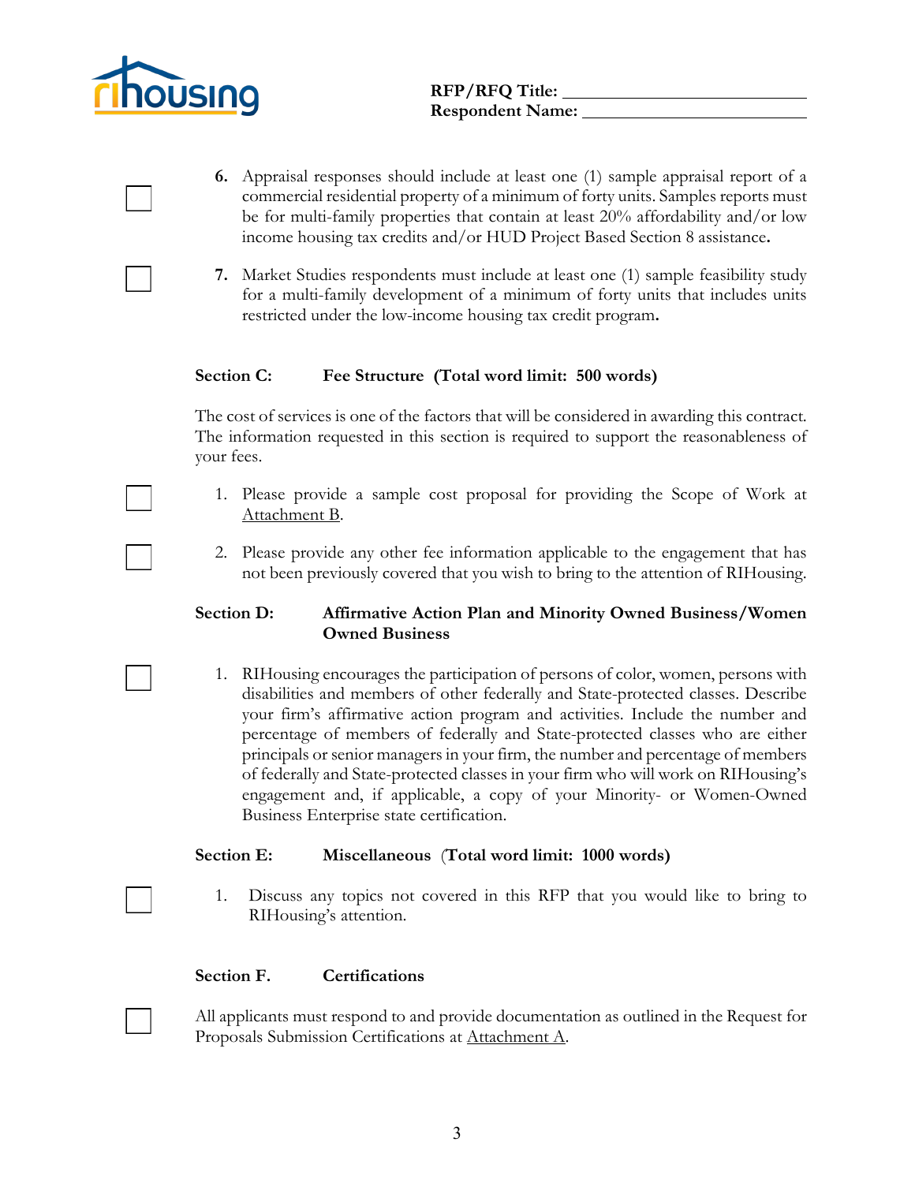RFP/RFQ Title: ____________________
Respondent Name: ____________________

- [ ] **6.** Appraisal responses should include at least one (1) sample appraisal report of a commercial residential property of a minimum of forty units. Samples reports must be for multi-family properties that contain at least 20% affordability and/or low income housing tax credits and/or HUD Project Based Section 8 assistance**.**

- [ ] **7.** Market Studies respondents must include at least one (1) sample feasibility study for a multi-family development of a minimum of forty units that includes units restricted under the low-income housing tax credit program**.**

**Section C: Fee Structure (Total word limit: 500 words)**

The cost of services is one of the factors that will be considered in awarding this contract. The information requested in this section is required to support the reasonableness of your fees.

- [ ] 1. Please provide a sample cost proposal for providing the Scope of Work at Attachment B.

- [ ] 2. Please provide any other fee information applicable to the engagement that has not been previously covered that you wish to bring to the attention of RIHousing.

**Section D: Affirmative Action Plan and Minority Owned Business/Women Owned Business**

- [ ] 1. RIHousing encourages the participation of persons of color, women, persons with disabilities and members of other federally and State-protected classes. Describe your firm's affirmative action program and activities. Include the number and percentage of members of federally and State-protected classes who are either principals or senior managers in your firm, the number and percentage of members of federally and State-protected classes in your firm who will work on RIHousing's engagement and, if applicable, a copy of your Minority- or Women-Owned Business Enterprise state certification.

**Section E: Miscellaneous (Total word limit: 1000 words)**

- [ ] 1. Discuss any topics not covered in this RFP that you would like to bring to RIHousing's attention.

**Section F. Certifications**

- [ ] All applicants must respond to and provide documentation as outlined in the Request for Proposals Submission Certifications at Attachment A.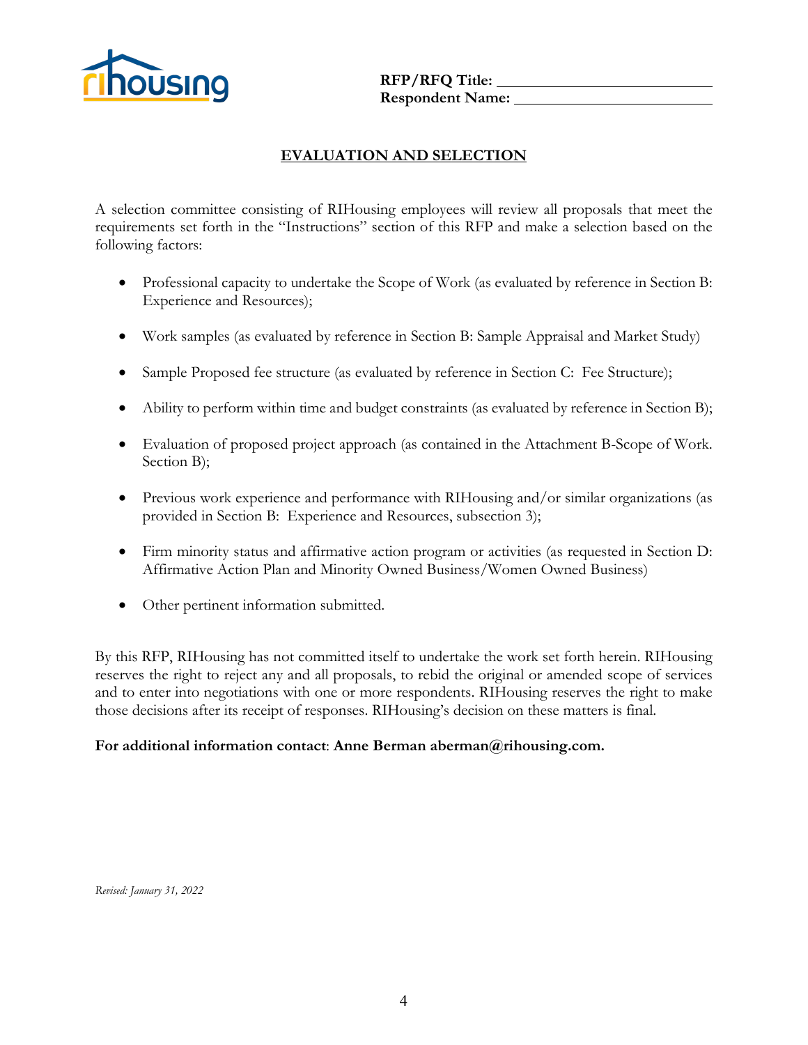**RFP/RFQ Title:** ____________________________
**Respondent Name:** ____________________________

## EVALUATION AND SELECTION

A selection committee consisting of RIHousing employees will review all proposals that meet the requirements set forth in the "Instructions" section of this RFP and make a selection based on the following factors:

- Professional capacity to undertake the Scope of Work (as evaluated by reference in Section B: Experience and Resources);
- Work samples (as evaluated by reference in Section B: Sample Appraisal and Market Study)
- Sample Proposed fee structure (as evaluated by reference in Section C: Fee Structure);
- Ability to perform within time and budget constraints (as evaluated by reference in Section B);
- Evaluation of proposed project approach (as contained in the Attachment B-Scope of Work. Section B);
- Previous work experience and performance with RIHousing and/or similar organizations (as provided in Section B: Experience and Resources, subsection 3);
- Firm minority status and affirmative action program or activities (as requested in Section D: Affirmative Action Plan and Minority Owned Business/Women Owned Business)
- Other pertinent information submitted.

By this RFP, RIHousing has not committed itself to undertake the work set forth herein. RIHousing reserves the right to reject any and all proposals, to rebid the original or amended scope of services and to enter into negotiations with one or more respondents. RIHousing reserves the right to make those decisions after its receipt of responses. RIHousing's decision on these matters is final.

**For additional information contact**: **Anne Berman aberman@rihousing.com.**

*Revised: January 31, 2022*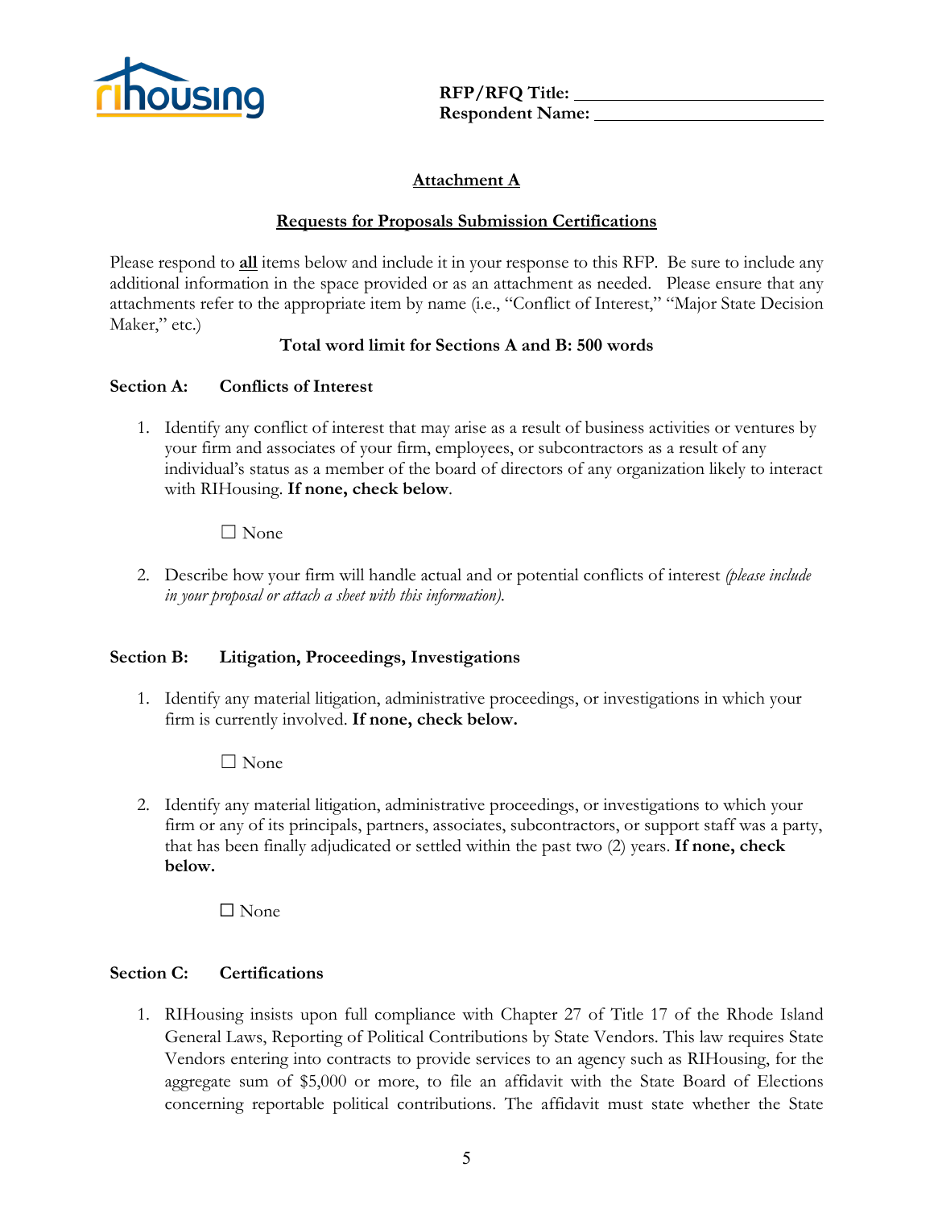**RFP/RFQ Title:** ___________________________
**Respondent Name:** ________________________

## Attachment A

### Requests for Proposals Submission Certifications

Please respond to **all** items below and include it in your response to this RFP. Be sure to include any additional information in the space provided or as an attachment as needed. Please ensure that any attachments refer to the appropriate item by name (i.e., "Conflict of Interest," "Major State Decision Maker," etc.)

**Total word limit for Sections A and B: 500 words**

### Section A: Conflicts of Interest

1. Identify any conflict of interest that may arise as a result of business activities or ventures by your firm and associates of your firm, employees, or subcontractors as a result of any individual's status as a member of the board of directors of any organization likely to interact with RIHousing. **If none, check below**.

   ☐ None

2. Describe how your firm will handle actual and or potential conflicts of interest *(please include in your proposal or attach a sheet with this information).*

### Section B: Litigation, Proceedings, Investigations

1. Identify any material litigation, administrative proceedings, or investigations in which your firm is currently involved. **If none, check below.**

   ☐ None

2. Identify any material litigation, administrative proceedings, or investigations to which your firm or any of its principals, partners, associates, subcontractors, or support staff was a party, that has been finally adjudicated or settled within the past two (2) years. **If none, check below.**

   ☐ None

### Section C: Certifications

1. RIHousing insists upon full compliance with Chapter 27 of Title 17 of the Rhode Island General Laws, Reporting of Political Contributions by State Vendors. This law requires State Vendors entering into contracts to provide services to an agency such as RIHousing, for the aggregate sum of $5,000 or more, to file an affidavit with the State Board of Elections concerning reportable political contributions. The affidavit must state whether the State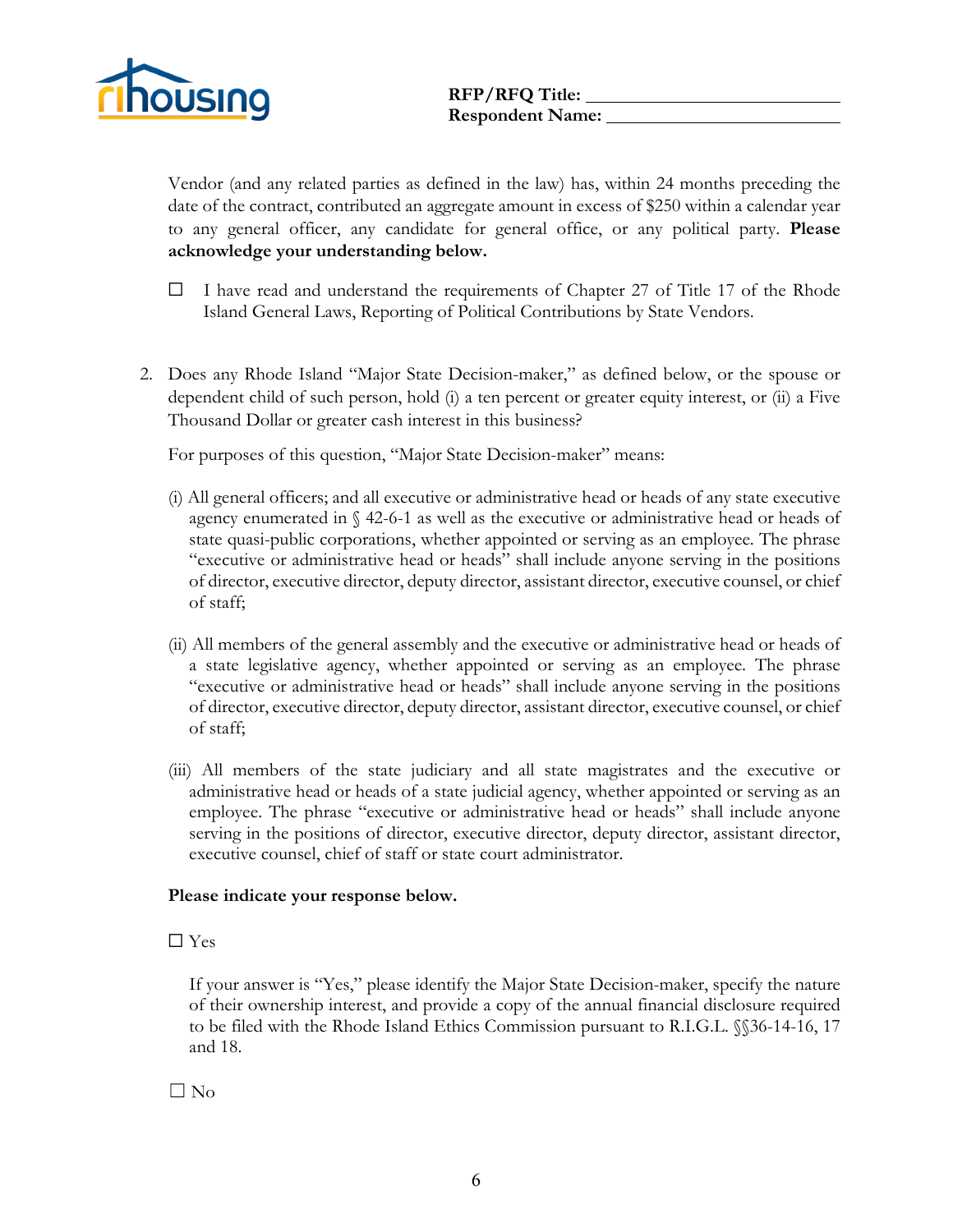Vendor (and any related parties as defined in the law) has, within 24 months preceding the date of the contract, contributed an aggregate amount in excess of $250 within a calendar year to any general officer, any candidate for general office, or any political party. **Please acknowledge your understanding below.**

☐ I have read and understand the requirements of Chapter 27 of Title 17 of the Rhode Island General Laws, Reporting of Political Contributions by State Vendors.

2. Does any Rhode Island "Major State Decision-maker," as defined below, or the spouse or dependent child of such person, hold (i) a ten percent or greater equity interest, or (ii) a Five Thousand Dollar or greater cash interest in this business?

   For purposes of this question, "Major State Decision-maker" means:

   (i) All general officers; and all executive or administrative head or heads of any state executive agency enumerated in § 42-6-1 as well as the executive or administrative head or heads of state quasi-public corporations, whether appointed or serving as an employee. The phrase "executive or administrative head or heads" shall include anyone serving in the positions of director, executive director, deputy director, assistant director, executive counsel, or chief of staff;

   (ii) All members of the general assembly and the executive or administrative head or heads of a state legislative agency, whether appointed or serving as an employee. The phrase "executive or administrative head or heads" shall include anyone serving in the positions of director, executive director, deputy director, assistant director, executive counsel, or chief of staff;

   (iii) All members of the state judiciary and all state magistrates and the executive or administrative head or heads of a state judicial agency, whether appointed or serving as an employee. The phrase "executive or administrative head or heads" shall include anyone serving in the positions of director, executive director, deputy director, assistant director, executive counsel, chief of staff or state court administrator.

   **Please indicate your response below.**

   ☐ Yes

   If your answer is "Yes," please identify the Major State Decision-maker, specify the nature of their ownership interest, and provide a copy of the annual financial disclosure required to be filed with the Rhode Island Ethics Commission pursuant to R.I.G.L. §§36-14-16, 17 and 18.

   ☐ No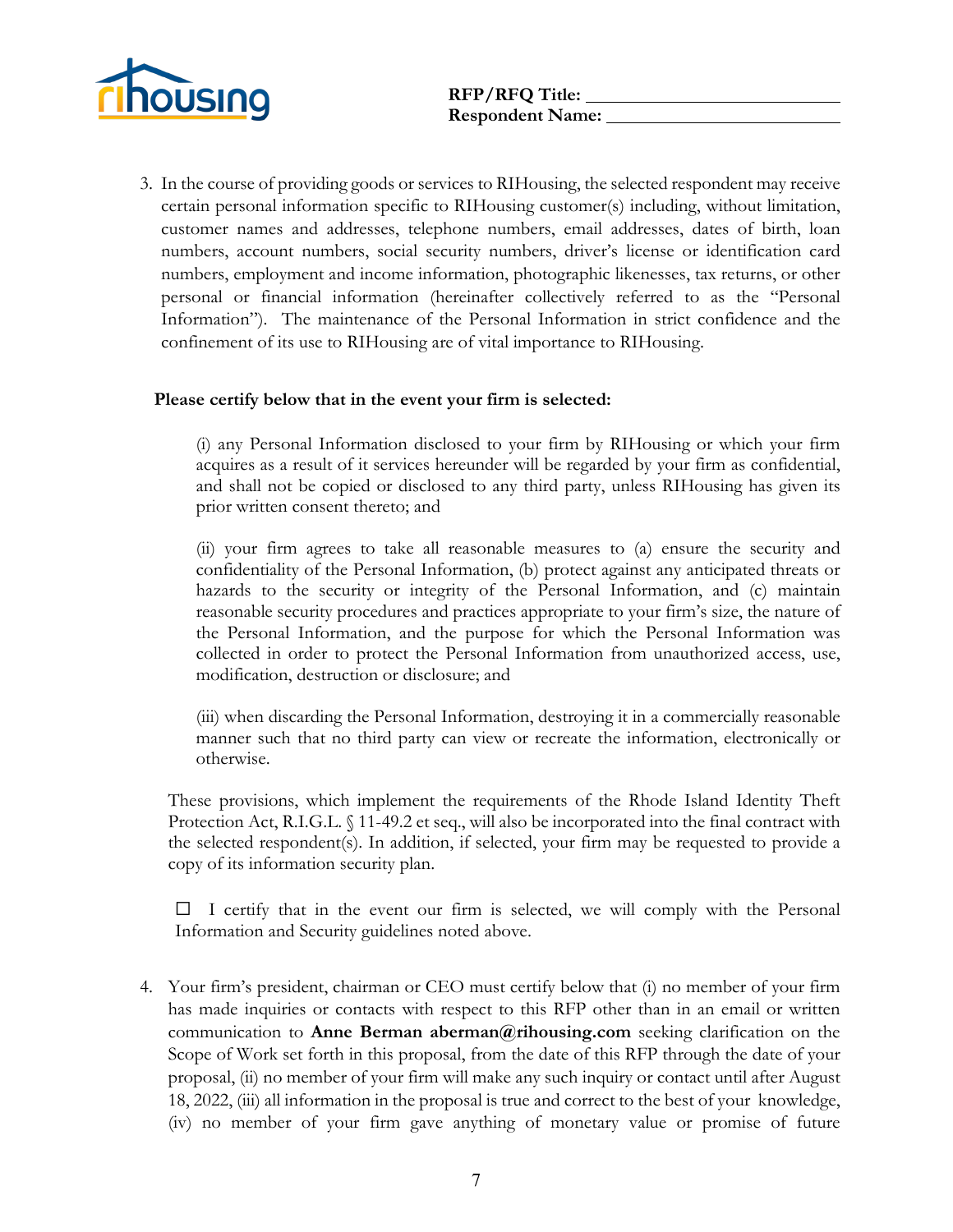RFP/RFQ Title: ______________________
Respondent Name: ______________________

3. In the course of providing goods or services to RIHousing, the selected respondent may receive certain personal information specific to RIHousing customer(s) including, without limitation, customer names and addresses, telephone numbers, email addresses, dates of birth, loan numbers, account numbers, social security numbers, driver's license or identification card numbers, employment and income information, photographic likenesses, tax returns, or other personal or financial information (hereinafter collectively referred to as the "Personal Information"). The maintenance of the Personal Information in strict confidence and the confinement of its use to RIHousing are of vital importance to RIHousing.

**Please certify below that in the event your firm is selected:**

(i) any Personal Information disclosed to your firm by RIHousing or which your firm acquires as a result of it services hereunder will be regarded by your firm as confidential, and shall not be copied or disclosed to any third party, unless RIHousing has given its prior written consent thereto; and

(ii) your firm agrees to take all reasonable measures to (a) ensure the security and confidentiality of the Personal Information, (b) protect against any anticipated threats or hazards to the security or integrity of the Personal Information, and (c) maintain reasonable security procedures and practices appropriate to your firm's size, the nature of the Personal Information, and the purpose for which the Personal Information was collected in order to protect the Personal Information from unauthorized access, use, modification, destruction or disclosure; and

(iii) when discarding the Personal Information, destroying it in a commercially reasonable manner such that no third party can view or recreate the information, electronically or otherwise.

These provisions, which implement the requirements of the Rhode Island Identity Theft Protection Act, R.I.G.L. § 11-49.2 et seq., will also be incorporated into the final contract with the selected respondent(s). In addition, if selected, your firm may be requested to provide a copy of its information security plan.

☐ I certify that in the event our firm is selected, we will comply with the Personal Information and Security guidelines noted above.

4. Your firm's president, chairman or CEO must certify below that (i) no member of your firm has made inquiries or contacts with respect to this RFP other than in an email or written communication to **Anne Berman aberman@rihousing.com** seeking clarification on the Scope of Work set forth in this proposal, from the date of this RFP through the date of your proposal, (ii) no member of your firm will make any such inquiry or contact until after August 18, 2022, (iii) all information in the proposal is true and correct to the best of your knowledge, (iv) no member of your firm gave anything of monetary value or promise of future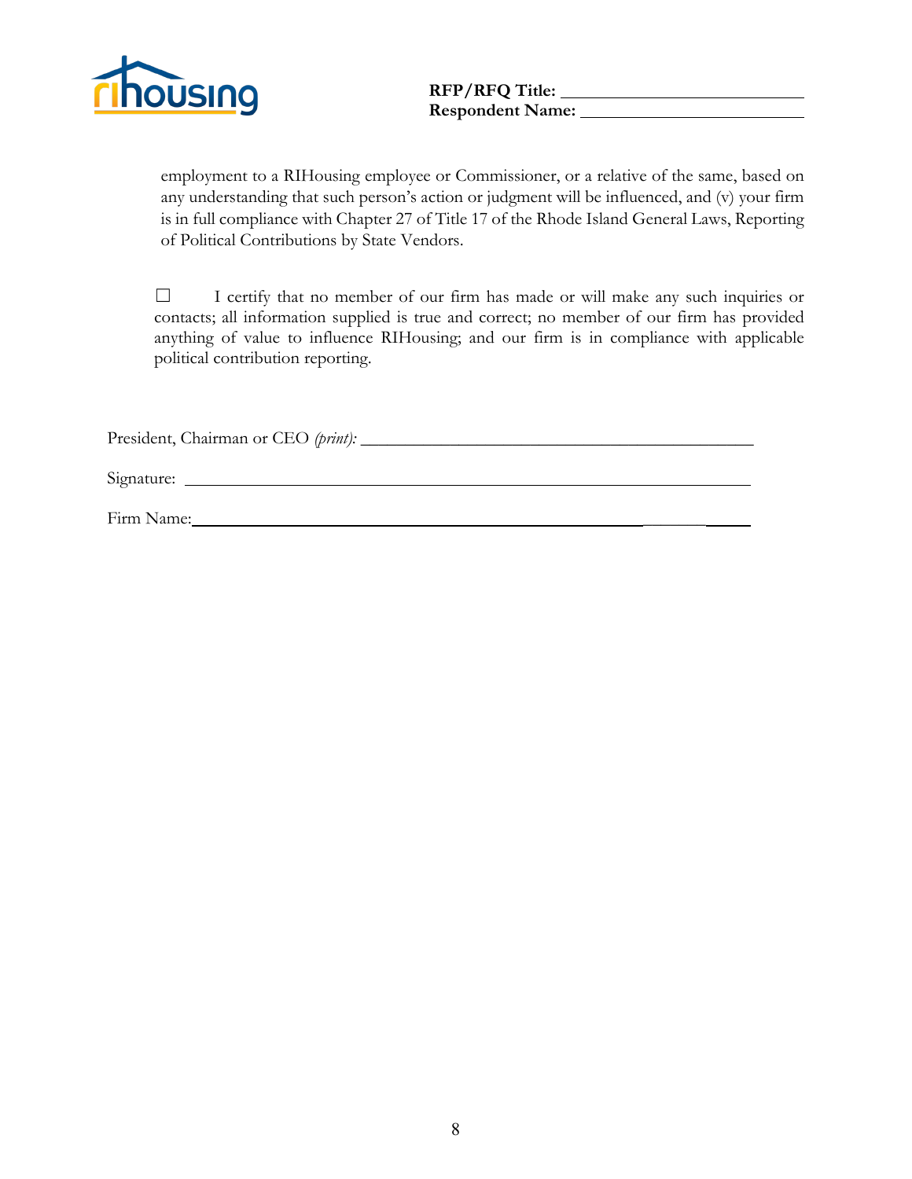employment to a RIHousing employee or Commissioner, or a relative of the same, based on any understanding that such person's action or judgment will be influenced, and (v) your firm is in full compliance with Chapter 27 of Title 17 of the Rhode Island General Laws, Reporting of Political Contributions by State Vendors.

☐ I certify that no member of our firm has made or will make any such inquiries or contacts; all information supplied is true and correct; no member of our firm has provided anything of value to influence RIHousing; and our firm is in compliance with applicable political contribution reporting.

President, Chairman or CEO *(print)*: ____________________________________________

Signature: ____________________________________________

Firm Name: ____________________________________________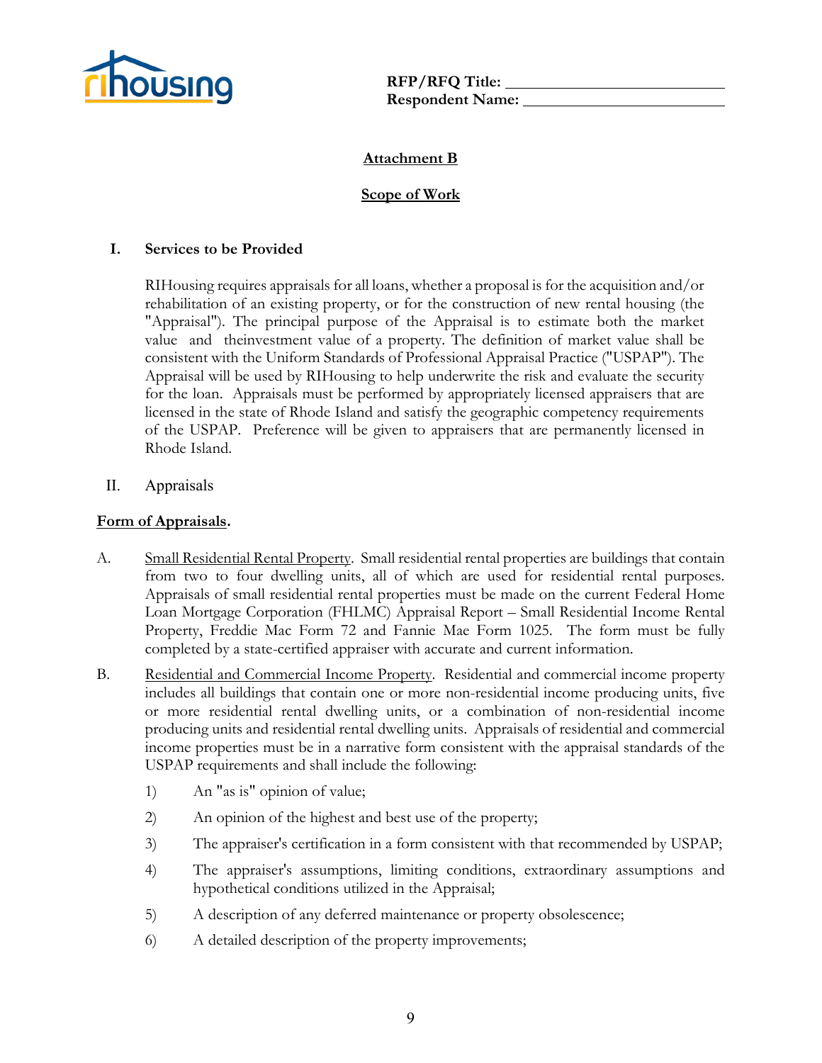RFP/RFQ Title: \_\_\_\_\_\_\_\_\_\_\_\_\_\_\_\_\_\_\_\_\_\_\_\_

Respondent Name: \_\_\_\_\_\_\_\_\_\_\_\_\_\_\_\_\_\_\_\_\_\_\_\_

## Attachment B

## Scope of Work

### I. Services to be Provided

RIHousing requires appraisals for all loans, whether a proposal is for the acquisition and/or rehabilitation of an existing property, or for the construction of new rental housing (the "Appraisal"). The principal purpose of the Appraisal is to estimate both the market value and theinvestment value of a property. The definition of market value shall be consistent with the Uniform Standards of Professional Appraisal Practice ("USPAP"). The Appraisal will be used by RIHousing to help underwrite the risk and evaluate the security for the loan. Appraisals must be performed by appropriately licensed appraisers that are licensed in the state of Rhode Island and satisfy the geographic competency requirements of the USPAP. Preference will be given to appraisers that are permanently licensed in Rhode Island.

### II. Appraisals

**Form of Appraisals.**

A. Small Residential Rental Property. Small residential rental properties are buildings that contain from two to four dwelling units, all of which are used for residential rental purposes. Appraisals of small residential rental properties must be made on the current Federal Home Loan Mortgage Corporation (FHLMC) Appraisal Report – Small Residential Income Rental Property, Freddie Mac Form 72 and Fannie Mae Form 1025. The form must be fully completed by a state-certified appraiser with accurate and current information.

B. Residential and Commercial Income Property. Residential and commercial income property includes all buildings that contain one or more non-residential income producing units, five or more residential rental dwelling units, or a combination of non-residential income producing units and residential rental dwelling units. Appraisals of residential and commercial income properties must be in a narrative form consistent with the appraisal standards of the USPAP requirements and shall include the following:

1) An "as is" opinion of value;
2) An opinion of the highest and best use of the property;
3) The appraiser's certification in a form consistent with that recommended by USPAP;
4) The appraiser's assumptions, limiting conditions, extraordinary assumptions and hypothetical conditions utilized in the Appraisal;
5) A description of any deferred maintenance or property obsolescence;
6) A detailed description of the property improvements;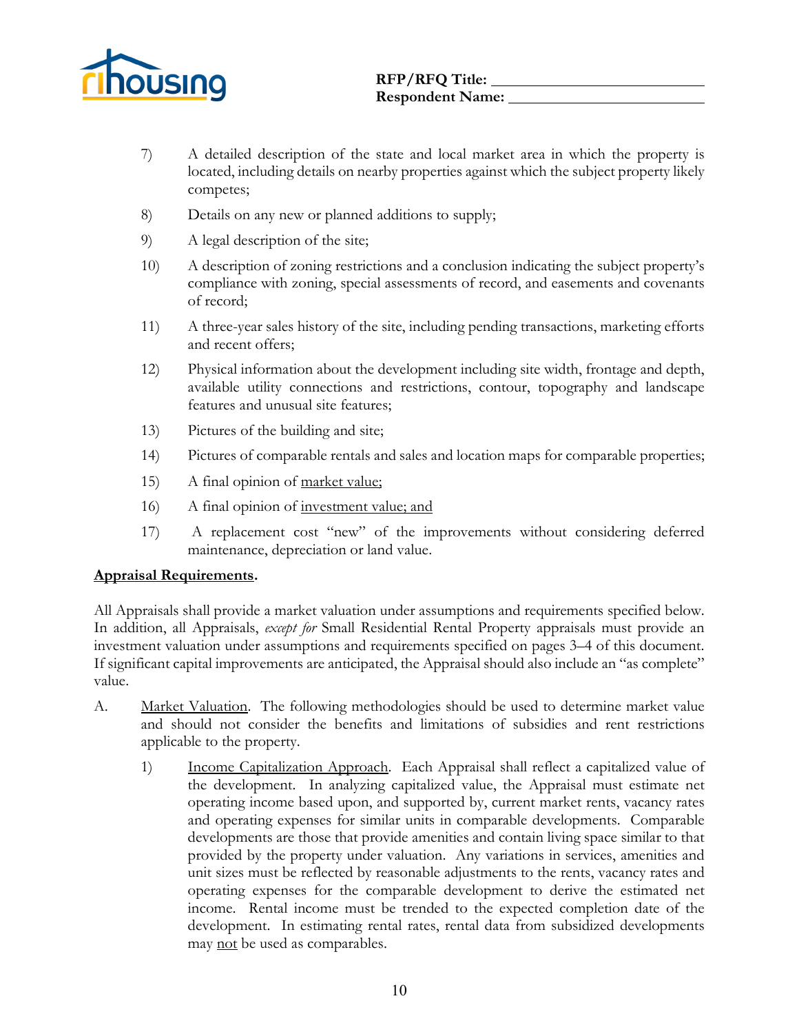7) A detailed description of the state and local market area in which the property is located, including details on nearby properties against which the subject property likely competes;

8) Details on any new or planned additions to supply;

9) A legal description of the site;

10) A description of zoning restrictions and a conclusion indicating the subject property's compliance with zoning, special assessments of record, and easements and covenants of record;

11) A three-year sales history of the site, including pending transactions, marketing efforts and recent offers;

12) Physical information about the development including site width, frontage and depth, available utility connections and restrictions, contour, topography and landscape features and unusual site features;

13) Pictures of the building and site;

14) Pictures of comparable rentals and sales and location maps for comparable properties;

15) A final opinion of <u>market value;</u>

16) A final opinion of <u>investment value; and</u>

17) A replacement cost "new" of the improvements without considering deferred maintenance, depreciation or land value.

**<u>Appraisal Requirements</u>.**

All Appraisals shall provide a market valuation under assumptions and requirements specified below. In addition, all Appraisals, *except for* Small Residential Rental Property appraisals must provide an investment valuation under assumptions and requirements specified on pages 3–4 of this document. If significant capital improvements are anticipated, the Appraisal should also include an "as complete" value.

A. <u>Market Valuation</u>. The following methodologies should be used to determine market value and should not consider the benefits and limitations of subsidies and rent restrictions applicable to the property.

   1) <u>Income Capitalization Approach</u>. Each Appraisal shall reflect a capitalized value of the development. In analyzing capitalized value, the Appraisal must estimate net operating income based upon, and supported by, current market rents, vacancy rates and operating expenses for similar units in comparable developments. Comparable developments are those that provide amenities and contain living space similar to that provided by the property under valuation. Any variations in services, amenities and unit sizes must be reflected by reasonable adjustments to the rents, vacancy rates and operating expenses for the comparable development to derive the estimated net income. Rental income must be trended to the expected completion date of the development. In estimating rental rates, rental data from subsidized developments may <u>not</u> be used as comparables.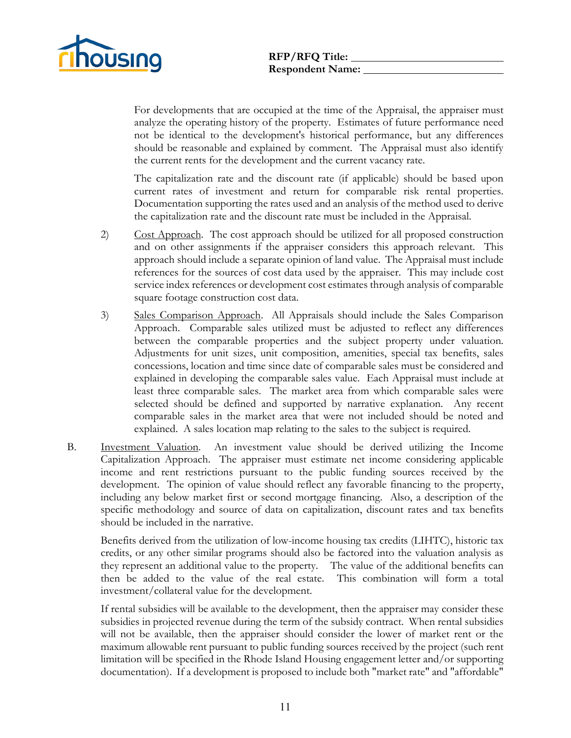For developments that are occupied at the time of the Appraisal, the appraiser must analyze the operating history of the property. Estimates of future performance need not be identical to the development's historical performance, but any differences should be reasonable and explained by comment. The Appraisal must also identify the current rents for the development and the current vacancy rate.

The capitalization rate and the discount rate (if applicable) should be based upon current rates of investment and return for comparable risk rental properties. Documentation supporting the rates used and an analysis of the method used to derive the capitalization rate and the discount rate must be included in the Appraisal.

2) Cost Approach. The cost approach should be utilized for all proposed construction and on other assignments if the appraiser considers this approach relevant. This approach should include a separate opinion of land value. The Appraisal must include references for the sources of cost data used by the appraiser. This may include cost service index references or development cost estimates through analysis of comparable square footage construction cost data.

3) Sales Comparison Approach. All Appraisals should include the Sales Comparison Approach. Comparable sales utilized must be adjusted to reflect any differences between the comparable properties and the subject property under valuation. Adjustments for unit sizes, unit composition, amenities, special tax benefits, sales concessions, location and time since date of comparable sales must be considered and explained in developing the comparable sales value. Each Appraisal must include at least three comparable sales. The market area from which comparable sales were selected should be defined and supported by narrative explanation. Any recent comparable sales in the market area that were not included should be noted and explained. A sales location map relating to the sales to the subject is required.

B. Investment Valuation. An investment value should be derived utilizing the Income Capitalization Approach. The appraiser must estimate net income considering applicable income and rent restrictions pursuant to the public funding sources received by the development. The opinion of value should reflect any favorable financing to the property, including any below market first or second mortgage financing. Also, a description of the specific methodology and source of data on capitalization, discount rates and tax benefits should be included in the narrative.

Benefits derived from the utilization of low-income housing tax credits (LIHTC), historic tax credits, or any other similar programs should also be factored into the valuation analysis as they represent an additional value to the property. The value of the additional benefits can then be added to the value of the real estate. This combination will form a total investment/collateral value for the development.

If rental subsidies will be available to the development, then the appraiser may consider these subsidies in projected revenue during the term of the subsidy contract. When rental subsidies will not be available, then the appraiser should consider the lower of market rent or the maximum allowable rent pursuant to public funding sources received by the project (such rent limitation will be specified in the Rhode Island Housing engagement letter and/or supporting documentation). If a development is proposed to include both "market rate" and "affordable"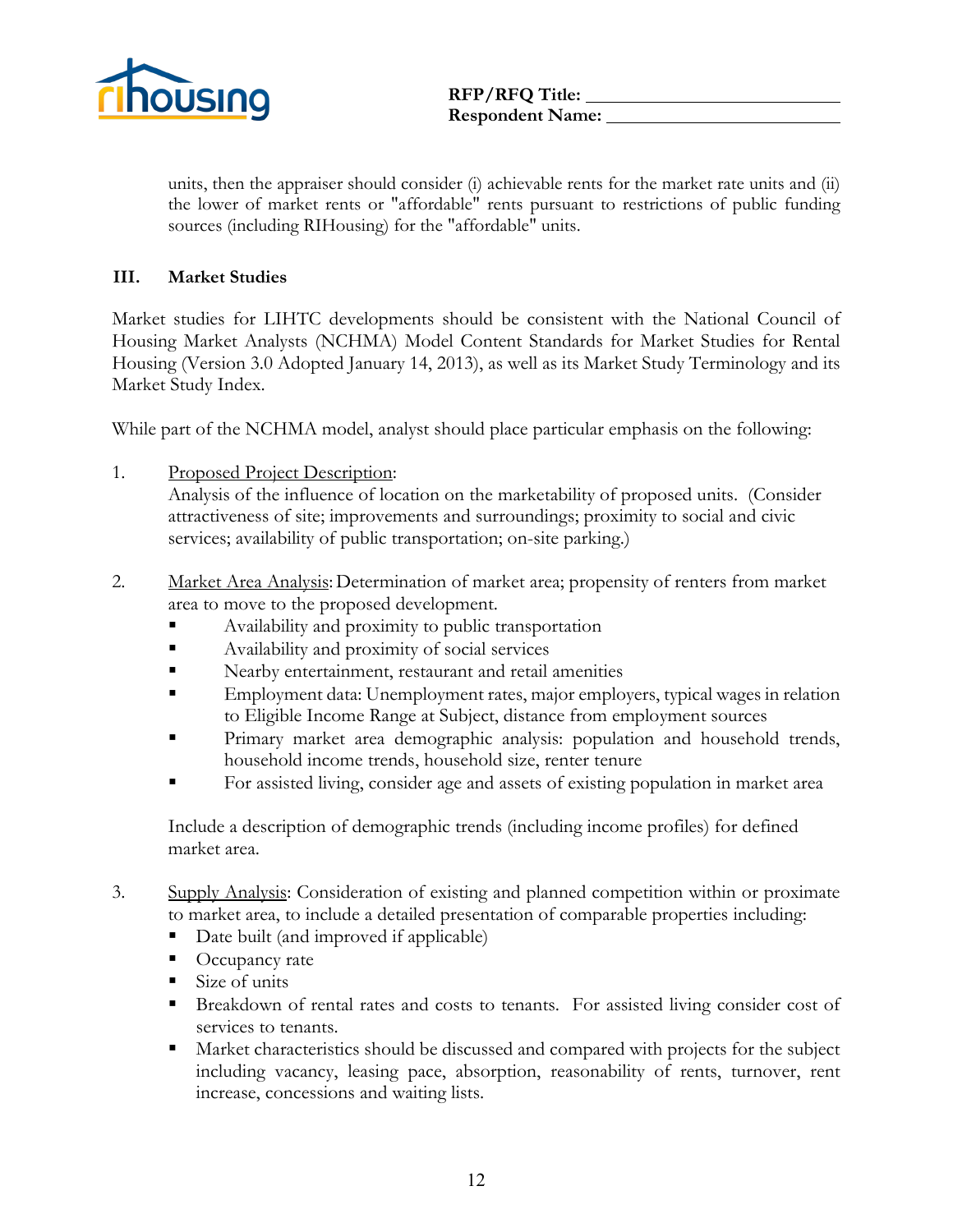units, then the appraiser should consider (i) achievable rents for the market rate units and (ii) the lower of market rents or "affordable" rents pursuant to restrictions of public funding sources (including RIHousing) for the "affordable" units.

## III. Market Studies

Market studies for LIHTC developments should be consistent with the National Council of Housing Market Analysts (NCHMA) Model Content Standards for Market Studies for Rental Housing (Version 3.0 Adopted January 14, 2013), as well as its Market Study Terminology and its Market Study Index.

While part of the NCHMA model, analyst should place particular emphasis on the following:

1. Proposed Project Description:
   Analysis of the influence of location on the marketability of proposed units. (Consider attractiveness of site; improvements and surroundings; proximity to social and civic services; availability of public transportation; on-site parking.)

2. Market Area Analysis: Determination of market area; propensity of renters from market area to move to the proposed development.
   - Availability and proximity to public transportation
   - Availability and proximity of social services
   - Nearby entertainment, restaurant and retail amenities
   - Employment data: Unemployment rates, major employers, typical wages in relation to Eligible Income Range at Subject, distance from employment sources
   - Primary market area demographic analysis: population and household trends, household income trends, household size, renter tenure
   - For assisted living, consider age and assets of existing population in market area

   Include a description of demographic trends (including income profiles) for defined market area.

3. Supply Analysis: Consideration of existing and planned competition within or proximate to market area, to include a detailed presentation of comparable properties including:
   - Date built (and improved if applicable)
   - Occupancy rate
   - Size of units
   - Breakdown of rental rates and costs to tenants. For assisted living consider cost of services to tenants.
   - Market characteristics should be discussed and compared with projects for the subject including vacancy, leasing pace, absorption, reasonability of rents, turnover, rent increase, concessions and waiting lists.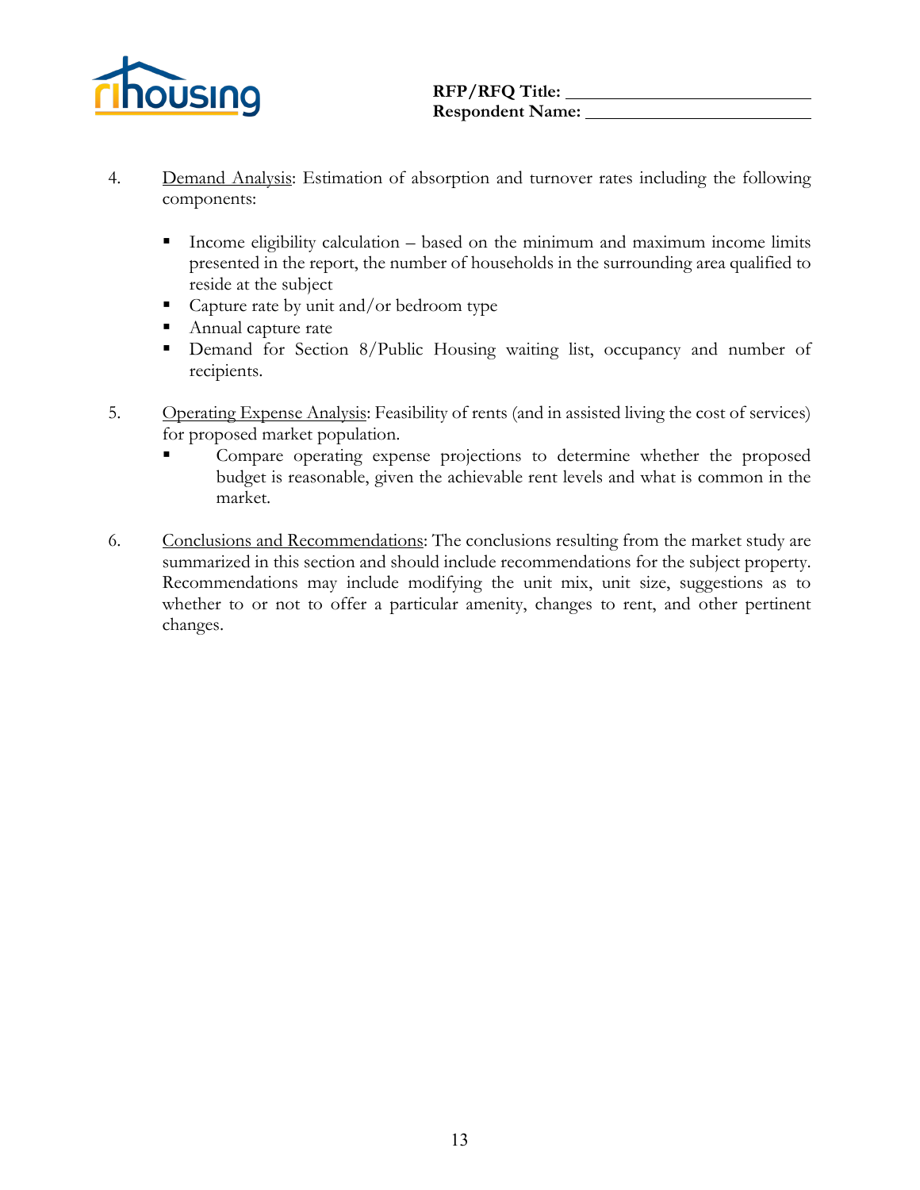4. <u>Demand Analysis</u>: Estimation of absorption and turnover rates including the following components:

   - Income eligibility calculation – based on the minimum and maximum income limits presented in the report, the number of households in the surrounding area qualified to reside at the subject
   - Capture rate by unit and/or bedroom type
   - Annual capture rate
   - Demand for Section 8/Public Housing waiting list, occupancy and number of recipients.

5. <u>Operating Expense Analysis</u>: Feasibility of rents (and in assisted living the cost of services) for proposed market population.
   - Compare operating expense projections to determine whether the proposed budget is reasonable, given the achievable rent levels and what is common in the market.

6. <u>Conclusions and Recommendations</u>: The conclusions resulting from the market study are summarized in this section and should include recommendations for the subject property. Recommendations may include modifying the unit mix, unit size, suggestions as to whether to or not to offer a particular amenity, changes to rent, and other pertinent changes.